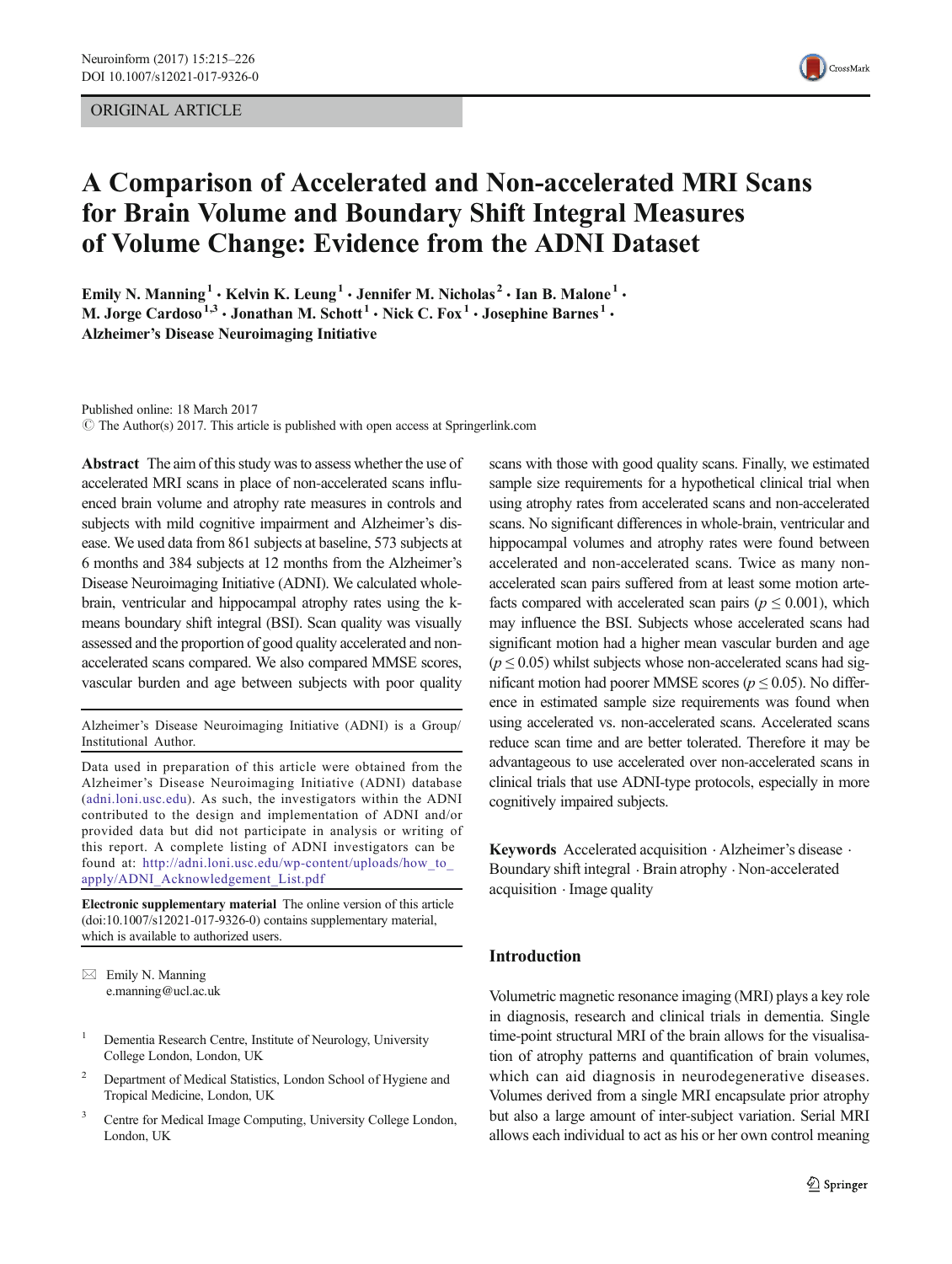ORIGINAL ARTICLE

# A Comparison of Accelerated and Non-accelerated MRI Scans for Brain Volume and Boundary Shift Integral Measures of Volume Change: Evidence from the ADNI Dataset

Emily N. Manning [1] · Kelvin K. Leung [1] · Jennifer M. Nicholas [2] · Ian B. Malone [1] · M. Jorge Cardoso [1,3] · Jonathan M. Schott [1] · Nick C. Fox [1] · Josephine Barnes [1] · Alzheimer's Disease Neuroimaging Initiative

Published online: 18 March 2017
© The Author(s) 2017. This article is published with open access at Springerlink.com

**Abstract** The aim of this study was to assess whether the use of accelerated MRI scans in place of non-accelerated scans influenced brain volume and atrophy rate measures in controls and subjects with mild cognitive impairment and Alzheimer's disease. We used data from 861 subjects at baseline, 573 subjects at 6 months and 384 subjects at 12 months from the Alzheimer's Disease Neuroimaging Initiative (ADNI). We calculated whole-brain, ventricular and hippocampal atrophy rates using the k-means boundary shift integral (BSI). Scan quality was visually assessed and the proportion of good quality accelerated and non-accelerated scans compared. We also compared MMSE scores, vascular burden and age between subjects with poor quality scans with those with good quality scans. Finally, we estimated sample size requirements for a hypothetical clinical trial when using atrophy rates from accelerated scans and non-accelerated scans. No significant differences in whole-brain, ventricular and hippocampal volumes and atrophy rates were found between accelerated and non-accelerated scans. Twice as many non-accelerated scan pairs suffered from at least some motion artefacts compared with accelerated scan pairs ($p \leq 0.001$), which may influence the BSI. Subjects whose accelerated scans had significant motion had a higher mean vascular burden and age ($p \leq 0.05$) whilst subjects whose non-accelerated scans had significant motion had poorer MMSE scores ($p \leq 0.05$). No difference in estimated sample size requirements was found when using accelerated vs. non-accelerated scans. Accelerated scans reduce scan time and are better tolerated. Therefore it may be advantageous to use accelerated over non-accelerated scans in clinical trials that use ADNI-type protocols, especially in more cognitively impaired subjects.

**Keywords** Accelerated acquisition · Alzheimer's disease · Boundary shift integral · Brain atrophy · Non-accelerated acquisition · Image quality

Alzheimer's Disease Neuroimaging Initiative (ADNI) is a Group/Institutional Author.

Data used in preparation of this article were obtained from the Alzheimer's Disease Neuroimaging Initiative (ADNI) database (adni.loni.usc.edu). As such, the investigators within the ADNI contributed to the design and implementation of ADNI and/or provided data but did not participate in analysis or writing of this report. A complete listing of ADNI investigators can be found at: http://adni.loni.usc.edu/wp-content/uploads/how_to_apply/ADNI_Acknowledgement_List.pdf

**Electronic supplementary material** The online version of this article (doi:10.1007/s12021-017-9326-0) contains supplementary material, which is available to authorized users.

✉ Emily N. Manning
e.manning@ucl.ac.uk

[1] Dementia Research Centre, Institute of Neurology, University College London, London, UK

[2] Department of Medical Statistics, London School of Hygiene and Tropical Medicine, London, UK

[3] Centre for Medical Image Computing, University College London, London, UK

## Introduction

Volumetric magnetic resonance imaging (MRI) plays a key role in diagnosis, research and clinical trials in dementia. Single time-point structural MRI of the brain allows for the visualisation of atrophy patterns and quantification of brain volumes, which can aid diagnosis in neurodegenerative diseases. Volumes derived from a single MRI encapsulate prior atrophy but also a large amount of inter-subject variation. Serial MRI allows each individual to act as his or her own control meaning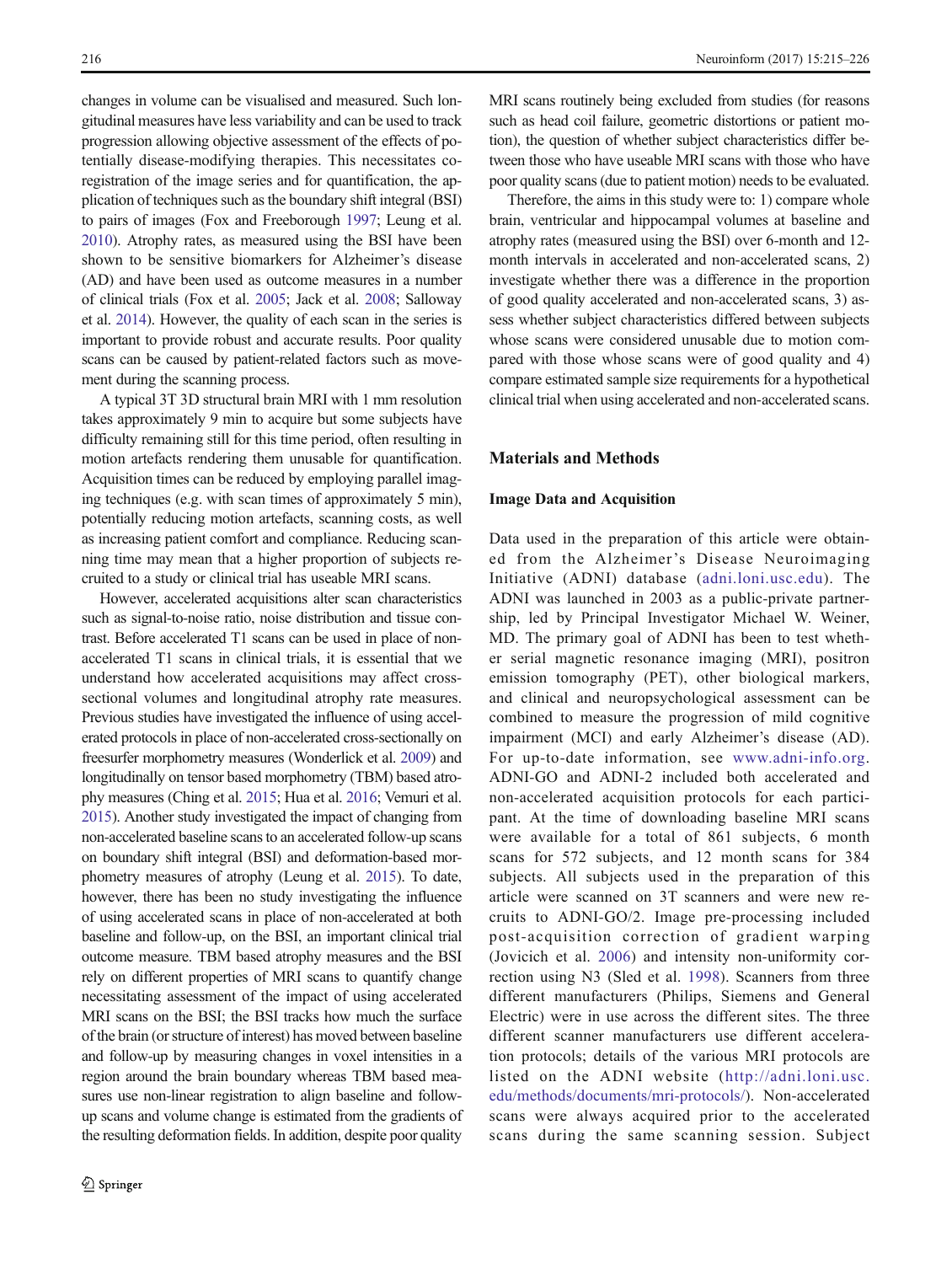changes in volume can be visualised and measured. Such longitudinal measures have less variability and can be used to track progression allowing objective assessment of the effects of potentially disease-modifying therapies. This necessitates co-registration of the image series and for quantification, the application of techniques such as the boundary shift integral (BSI) to pairs of images (Fox and Freeborough 1997; Leung et al. 2010). Atrophy rates, as measured using the BSI have been shown to be sensitive biomarkers for Alzheimer's disease (AD) and have been used as outcome measures in a number of clinical trials (Fox et al. 2005; Jack et al. 2008; Salloway et al. 2014). However, the quality of each scan in the series is important to provide robust and accurate results. Poor quality scans can be caused by patient-related factors such as movement during the scanning process.

A typical 3T 3D structural brain MRI with 1 mm resolution takes approximately 9 min to acquire but some subjects have difficulty remaining still for this time period, often resulting in motion artefacts rendering them unusable for quantification. Acquisition times can be reduced by employing parallel imaging techniques (e.g. with scan times of approximately 5 min), potentially reducing motion artefacts, scanning costs, as well as increasing patient comfort and compliance. Reducing scanning time may mean that a higher proportion of subjects recruited to a study or clinical trial has useable MRI scans.

However, accelerated acquisitions alter scan characteristics such as signal-to-noise ratio, noise distribution and tissue contrast. Before accelerated T1 scans can be used in place of non-accelerated T1 scans in clinical trials, it is essential that we understand how accelerated acquisitions may affect cross-sectional volumes and longitudinal atrophy rate measures. Previous studies have investigated the influence of using accelerated protocols in place of non-accelerated cross-sectionally on freesurfer morphometry measures (Wonderlick et al. 2009) and longitudinally on tensor based morphometry (TBM) based atrophy measures (Ching et al. 2015; Hua et al. 2016; Vemuri et al. 2015). Another study investigated the impact of changing from non-accelerated baseline scans to an accelerated follow-up scans on boundary shift integral (BSI) and deformation-based morphometry measures of atrophy (Leung et al. 2015). To date, however, there has been no study investigating the influence of using accelerated scans in place of non-accelerated at both baseline and follow-up, on the BSI, an important clinical trial outcome measure. TBM based atrophy measures and the BSI rely on different properties of MRI scans to quantify change necessitating assessment of the impact of using accelerated MRI scans on the BSI; the BSI tracks how much the surface of the brain (or structure of interest) has moved between baseline and follow-up by measuring changes in voxel intensities in a region around the brain boundary whereas TBM based measures use non-linear registration to align baseline and follow-up scans and volume change is estimated from the gradients of the resulting deformation fields. In addition, despite poor quality MRI scans routinely being excluded from studies (for reasons such as head coil failure, geometric distortions or patient motion), the question of whether subject characteristics differ between those who have useable MRI scans with those who have poor quality scans (due to patient motion) needs to be evaluated.

Therefore, the aims in this study were to: 1) compare whole brain, ventricular and hippocampal volumes at baseline and atrophy rates (measured using the BSI) over 6-month and 12-month intervals in accelerated and non-accelerated scans, 2) investigate whether there was a difference in the proportion of good quality accelerated and non-accelerated scans, 3) assess whether subject characteristics differed between subjects whose scans were considered unusable due to motion compared with those whose scans were of good quality and 4) compare estimated sample size requirements for a hypothetical clinical trial when using accelerated and non-accelerated scans.

## Materials and Methods

### Image Data and Acquisition

Data used in the preparation of this article were obtained from the Alzheimer's Disease Neuroimaging Initiative (ADNI) database (adni.loni.usc.edu). The ADNI was launched in 2003 as a public-private partnership, led by Principal Investigator Michael W. Weiner, MD. The primary goal of ADNI has been to test whether serial magnetic resonance imaging (MRI), positron emission tomography (PET), other biological markers, and clinical and neuropsychological assessment can be combined to measure the progression of mild cognitive impairment (MCI) and early Alzheimer's disease (AD). For up-to-date information, see www.adni-info.org. ADNI-GO and ADNI-2 included both accelerated and non-accelerated acquisition protocols for each participant. At the time of downloading baseline MRI scans were available for a total of 861 subjects, 6 month scans for 572 subjects, and 12 month scans for 384 subjects. All subjects used in the preparation of this article were scanned on 3T scanners and were new recruits to ADNI-GO/2. Image pre-processing included post-acquisition correction of gradient warping (Jovicich et al. 2006) and intensity non-uniformity correction using N3 (Sled et al. 1998). Scanners from three different manufacturers (Philips, Siemens and General Electric) were in use across the different sites. The three different scanner manufacturers use different acceleration protocols; details of the various MRI protocols are listed on the ADNI website (http://adni.loni.usc.edu/methods/documents/mri-protocols/). Non-accelerated scans were always acquired prior to the accelerated scans during the same scanning session. Subject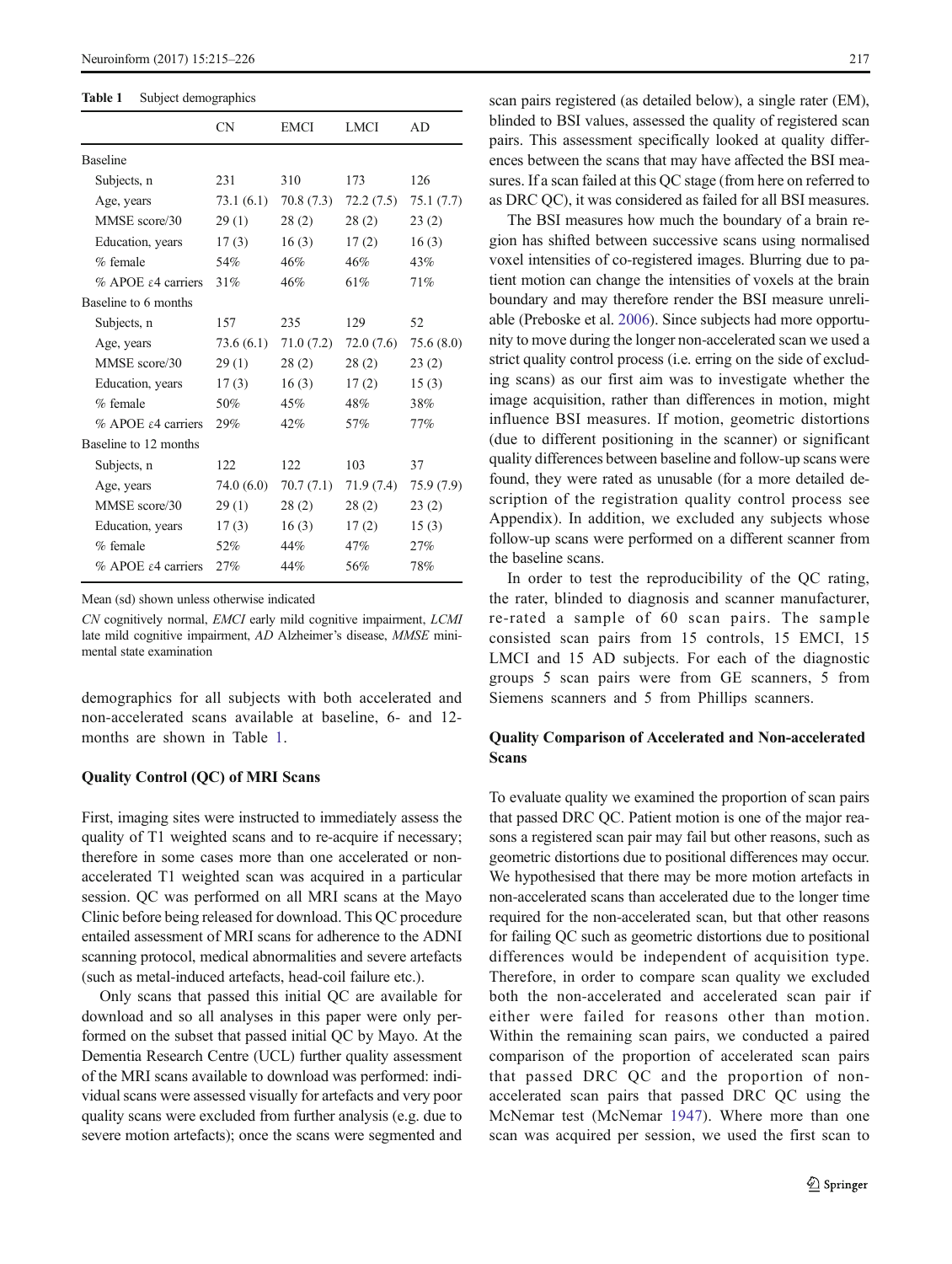**Table 1** Subject demographics

| | CN | EMCI | LMCI | AD |
|---|---|---|---|---|
| Baseline | | | | |
| Subjects, n | 231 | 310 | 173 | 126 |
| Age, years | 73.1 (6.1) | 70.8 (7.3) | 72.2 (7.5) | 75.1 (7.7) |
| MMSE score/30 | 29 (1) | 28 (2) | 28 (2) | 23 (2) |
| Education, years | 17 (3) | 16 (3) | 17 (2) | 16 (3) |
| % female | 54% | 46% | 46% | 43% |
| % APOE ε4 carriers | 31% | 46% | 61% | 71% |
| Baseline to 6 months | | | | |
| Subjects, n | 157 | 235 | 129 | 52 |
| Age, years | 73.6 (6.1) | 71.0 (7.2) | 72.0 (7.6) | 75.6 (8.0) |
| MMSE score/30 | 29 (1) | 28 (2) | 28 (2) | 23 (2) |
| Education, years | 17 (3) | 16 (3) | 17 (2) | 15 (3) |
| % female | 50% | 45% | 48% | 38% |
| % APOE ε4 carriers | 29% | 42% | 57% | 77% |
| Baseline to 12 months | | | | |
| Subjects, n | 122 | 122 | 103 | 37 |
| Age, years | 74.0 (6.0) | 70.7 (7.1) | 71.9 (7.4) | 75.9 (7.9) |
| MMSE score/30 | 29 (1) | 28 (2) | 28 (2) | 23 (2) |
| Education, years | 17 (3) | 16 (3) | 17 (2) | 15 (3) |
| % female | 52% | 44% | 47% | 27% |
| % APOE ε4 carriers | 27% | 44% | 56% | 78% |

Mean (sd) shown unless otherwise indicated

*CN* cognitively normal, *EMCI* early mild cognitive impairment, *LCMI* late mild cognitive impairment, *AD* Alzheimer's disease, *MMSE* mini-mental state examination

demographics for all subjects with both accelerated and non-accelerated scans available at baseline, 6- and 12-months are shown in Table 1.

### Quality Control (QC) of MRI Scans

First, imaging sites were instructed to immediately assess the quality of T1 weighted scans and to re-acquire if necessary; therefore in some cases more than one accelerated or non-accelerated T1 weighted scan was acquired in a particular session. QC was performed on all MRI scans at the Mayo Clinic before being released for download. This QC procedure entailed assessment of MRI scans for adherence to the ADNI scanning protocol, medical abnormalities and severe artefacts (such as metal-induced artefacts, head-coil failure etc.).

Only scans that passed this initial QC are available for download and so all analyses in this paper were only performed on the subset that passed initial QC by Mayo. At the Dementia Research Centre (UCL) further quality assessment of the MRI scans available to download was performed: individual scans were assessed visually for artefacts and very poor quality scans were excluded from further analysis (e.g. due to severe motion artefacts); once the scans were segmented and scan pairs registered (as detailed below), a single rater (EM), blinded to BSI values, assessed the quality of registered scan pairs. This assessment specifically looked at quality differences between the scans that may have affected the BSI measures. If a scan failed at this QC stage (from here on referred to as DRC QC), it was considered as failed for all BSI measures.

The BSI measures how much the boundary of a brain region has shifted between successive scans using normalised voxel intensities of co-registered images. Blurring due to patient motion can change the intensities of voxels at the brain boundary and may therefore render the BSI measure unreliable (Preboske et al. 2006). Since subjects had more opportunity to move during the longer non-accelerated scan we used a strict quality control process (i.e. erring on the side of excluding scans) as our first aim was to investigate whether the image acquisition, rather than differences in motion, might influence BSI measures. If motion, geometric distortions (due to different positioning in the scanner) or significant quality differences between baseline and follow-up scans were found, they were rated as unusable (for a more detailed description of the registration quality control process see Appendix). In addition, we excluded any subjects whose follow-up scans were performed on a different scanner from the baseline scans.

In order to test the reproducibility of the QC rating, the rater, blinded to diagnosis and scanner manufacturer, re-rated a sample of 60 scan pairs. The sample consisted scan pairs from 15 controls, 15 EMCI, 15 LMCI and 15 AD subjects. For each of the diagnostic groups 5 scan pairs were from GE scanners, 5 from Siemens scanners and 5 from Phillips scanners.

### Quality Comparison of Accelerated and Non-accelerated Scans

To evaluate quality we examined the proportion of scan pairs that passed DRC QC. Patient motion is one of the major reasons a registered scan pair may fail but other reasons, such as geometric distortions due to positional differences may occur. We hypothesised that there may be more motion artefacts in non-accelerated scans than accelerated due to the longer time required for the non-accelerated scan, but that other reasons for failing QC such as geometric distortions due to positional differences would be independent of acquisition type. Therefore, in order to compare scan quality we excluded both the non-accelerated and accelerated scan pair if either were failed for reasons other than motion. Within the remaining scan pairs, we conducted a paired comparison of the proportion of accelerated scan pairs that passed DRC QC and the proportion of non-accelerated scan pairs that passed DRC QC using the McNemar test (McNemar 1947). Where more than one scan was acquired per session, we used the first scan to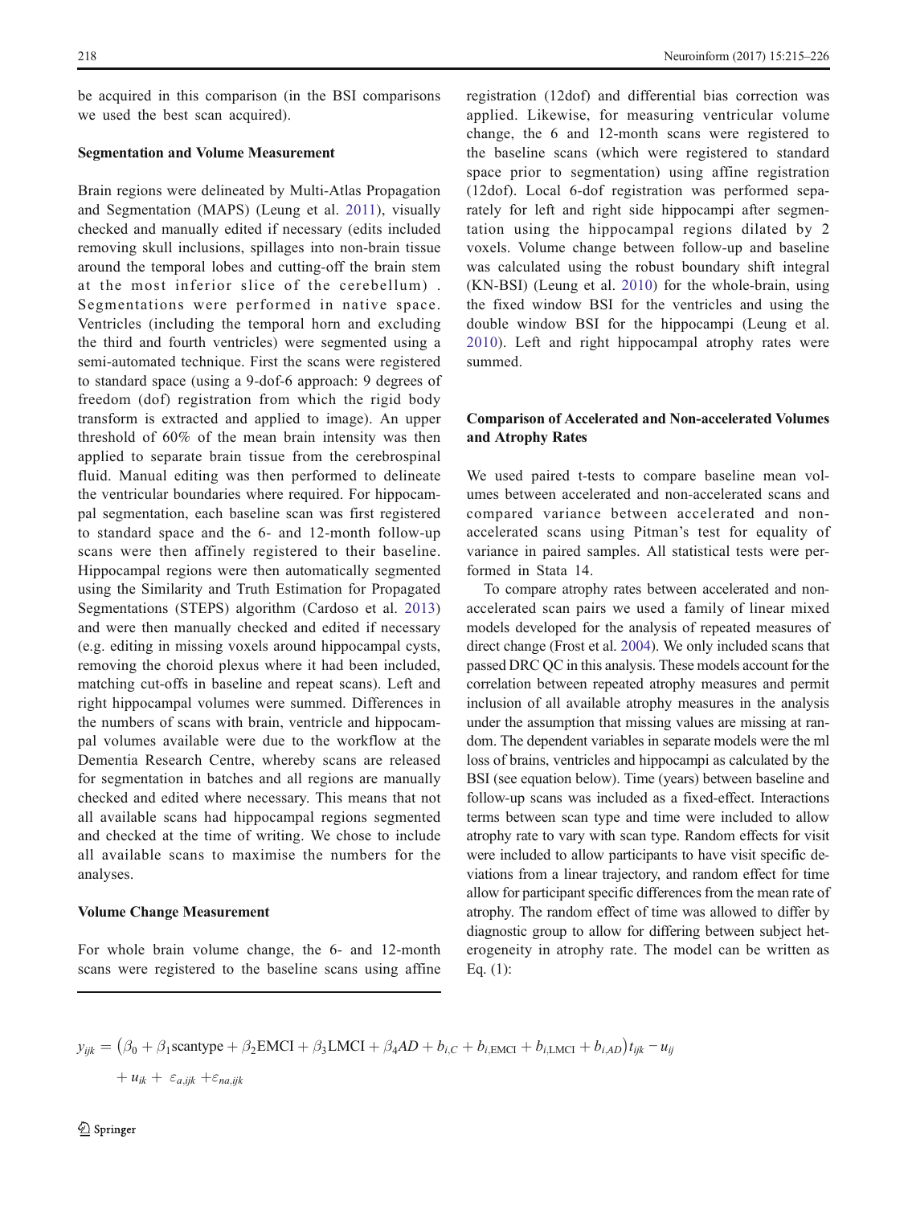be acquired in this comparison (in the BSI comparisons we used the best scan acquired).

### Segmentation and Volume Measurement

Brain regions were delineated by Multi-Atlas Propagation and Segmentation (MAPS) (Leung et al. 2011), visually checked and manually edited if necessary (edits included removing skull inclusions, spillages into non-brain tissue around the temporal lobes and cutting-off the brain stem at the most inferior slice of the cerebellum) . Segmentations were performed in native space. Ventricles (including the temporal horn and excluding the third and fourth ventricles) were segmented using a semi-automated technique. First the scans were registered to standard space (using a 9-dof-6 approach: 9 degrees of freedom (dof) registration from which the rigid body transform is extracted and applied to image). An upper threshold of 60% of the mean brain intensity was then applied to separate brain tissue from the cerebrospinal fluid. Manual editing was then performed to delineate the ventricular boundaries where required. For hippocampal segmentation, each baseline scan was first registered to standard space and the 6- and 12-month follow-up scans were then affinely registered to their baseline. Hippocampal regions were then automatically segmented using the Similarity and Truth Estimation for Propagated Segmentations (STEPS) algorithm (Cardoso et al. 2013) and were then manually checked and edited if necessary (e.g. editing in missing voxels around hippocampal cysts, removing the choroid plexus where it had been included, matching cut-offs in baseline and repeat scans). Left and right hippocampal volumes were summed. Differences in the numbers of scans with brain, ventricle and hippocampal volumes available were due to the workflow at the Dementia Research Centre, whereby scans are released for segmentation in batches and all regions are manually checked and edited where necessary. This means that not all available scans had hippocampal regions segmented and checked at the time of writing. We chose to include all available scans to maximise the numbers for the analyses.

### Volume Change Measurement

For whole brain volume change, the 6- and 12-month scans were registered to the baseline scans using affine registration (12dof) and differential bias correction was applied. Likewise, for measuring ventricular volume change, the 6 and 12-month scans were registered to the baseline scans (which were registered to standard space prior to segmentation) using affine registration (12dof). Local 6-dof registration was performed separately for left and right side hippocampi after segmentation using the hippocampal regions dilated by 2 voxels. Volume change between follow-up and baseline was calculated using the robust boundary shift integral (KN-BSI) (Leung et al. 2010) for the whole-brain, using the fixed window BSI for the ventricles and using the double window BSI for the hippocampi (Leung et al. 2010). Left and right hippocampal atrophy rates were summed.

### Comparison of Accelerated and Non-accelerated Volumes and Atrophy Rates

We used paired t-tests to compare baseline mean volumes between accelerated and non-accelerated scans and compared variance between accelerated and non-accelerated scans using Pitman's test for equality of variance in paired samples. All statistical tests were performed in Stata 14.

To compare atrophy rates between accelerated and non-accelerated scan pairs we used a family of linear mixed models developed for the analysis of repeated measures of direct change (Frost et al. 2004). We only included scans that passed DRC QC in this analysis. These models account for the correlation between repeated atrophy measures and permit inclusion of all available atrophy measures in the analysis under the assumption that missing values are missing at random. The dependent variables in separate models were the ml loss of brains, ventricles and hippocampi as calculated by the BSI (see equation below). Time (years) between baseline and follow-up scans was included as a fixed-effect. Interactions terms between scan type and time were included to allow atrophy rate to vary with scan type. Random effects for visit were included to allow participants to have visit specific deviations from a linear trajectory, and random effect for time allow for participant specific differences from the mean rate of atrophy. The random effect of time was allowed to differ by diagnostic group to allow for differing between subject heterogeneity in atrophy rate. The model can be written as Eq. (1):

$$y_{ijk} = \left(\beta_0 + \beta_1 \text{scantype} + \beta_2 \text{EMCI} + \beta_3 \text{LMCI} + \beta_4 AD + b_{i,C} + b_{i,\text{EMCI}} + b_{i,\text{LMCI}} + b_{i,AD}\right) t_{ijk} - u_{ij} + u_{ik} + \varepsilon_{a,ijk} + \varepsilon_{na,ijk}$$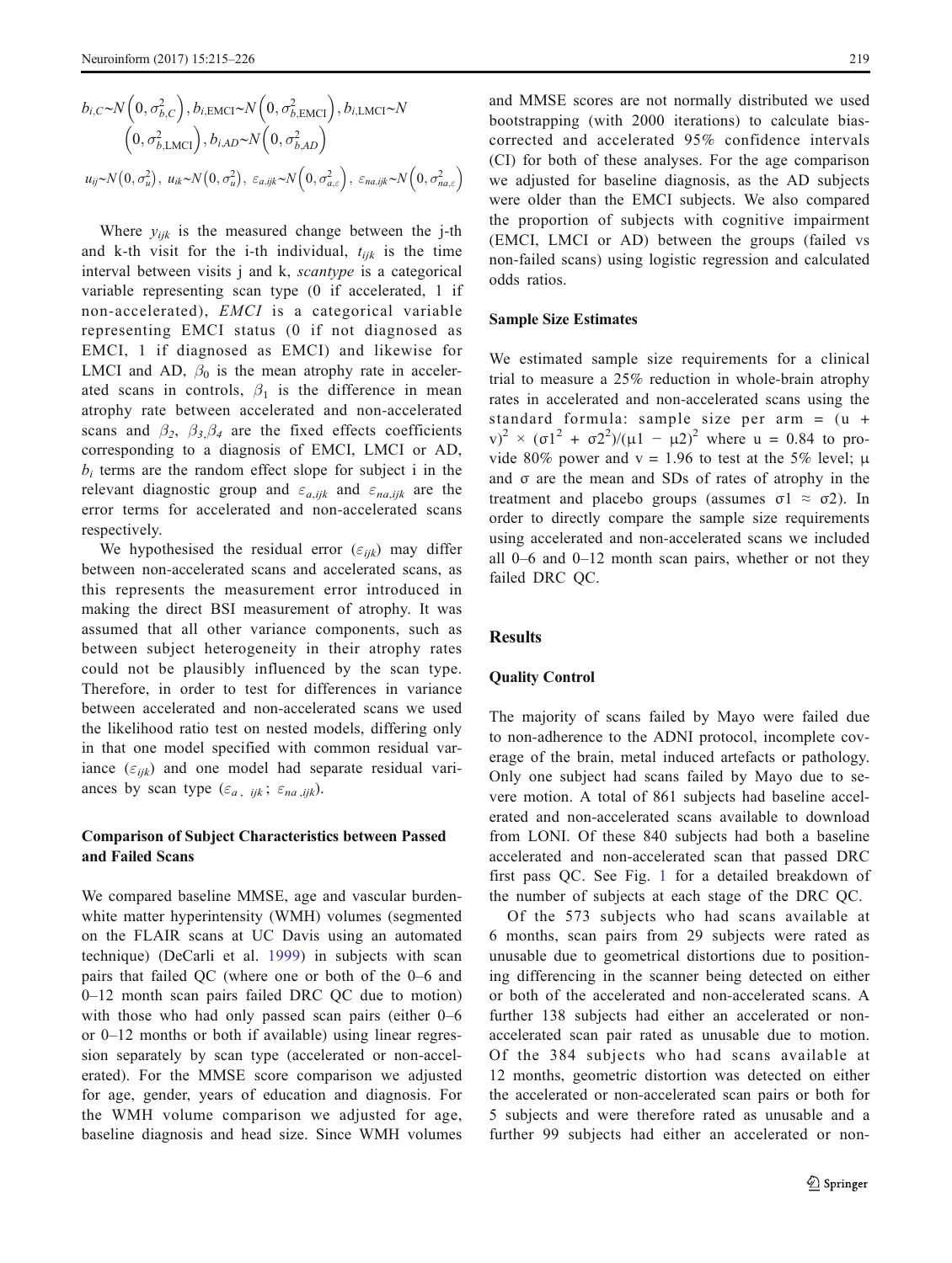$$b_{i,C} \sim N\left(0, \sigma^2_{b,C}\right), b_{i,\text{EMCI}} \sim N\left(0, \sigma^2_{b,\text{EMCI}}\right), b_{i,\text{LMCI}} \sim N\left(0, \sigma^2_{b,\text{LMCI}}\right), b_{i,AD} \sim N\left(0, \sigma^2_{b,AD}\right)$$

$$u_{ij} \sim N\left(0, \sigma^2_u\right),\ u_{ik} \sim N\left(0, \sigma^2_u\right),\ \varepsilon_{a,ijk} \sim N\left(0, \sigma^2_{a,\varepsilon}\right),\ \varepsilon_{na,ijk} \sim N\left(0, \sigma^2_{na,\varepsilon}\right)$$

Where $y_{ijk}$ is the measured change between the j-th and k-th visit for the i-th individual, $t_{ijk}$ is the time interval between visits j and k, *scantype* is a categorical variable representing scan type (0 if accelerated, 1 if non-accelerated), *EMCI* is a categorical variable representing EMCI status (0 if not diagnosed as EMCI, 1 if diagnosed as EMCI) and likewise for LMCI and AD, $\beta_0$ is the mean atrophy rate in accelerated scans in controls, $\beta_1$ is the difference in mean atrophy rate between accelerated and non-accelerated scans and $\beta_2$, $\beta_3$,$\beta_4$ are the fixed effects coefficients corresponding to a diagnosis of EMCI, LMCI or AD, $b_i$ terms are the random effect slope for subject i in the relevant diagnostic group and $\varepsilon_{a,ijk}$ and $\varepsilon_{na,ijk}$ are the error terms for accelerated and non-accelerated scans respectively.

We hypothesised the residual error ($\varepsilon_{ijk}$) may differ between non-accelerated scans and accelerated scans, as this represents the measurement error introduced in making the direct BSI measurement of atrophy. It was assumed that all other variance components, such as between subject heterogeneity in their atrophy rates could not be plausibly influenced by the scan type. Therefore, in order to test for differences in variance between accelerated and non-accelerated scans we used the likelihood ratio test on nested models, differing only in that one model specified with common residual variance ($\varepsilon_{ijk}$) and one model had separate residual variances by scan type ($\varepsilon_{a,\ ijk}$; $\varepsilon_{na\ ,ijk}$).

### Comparison of Subject Characteristics between Passed and Failed Scans

We compared baseline MMSE, age and vascular burden-white matter hyperintensity (WMH) volumes (segmented on the FLAIR scans at UC Davis using an automated technique) (DeCarli et al. 1999) in subjects with scan pairs that failed QC (where one or both of the 0–6 and 0–12 month scan pairs failed DRC QC due to motion) with those who had only passed scan pairs (either 0–6 or 0–12 months or both if available) using linear regression separately by scan type (accelerated or non-accelerated). For the MMSE score comparison we adjusted for age, gender, years of education and diagnosis. For the WMH volume comparison we adjusted for age, baseline diagnosis and head size. Since WMH volumes and MMSE scores are not normally distributed we used bootstrapping (with 2000 iterations) to calculate bias-corrected and accelerated 95% confidence intervals (CI) for both of these analyses. For the age comparison we adjusted for baseline diagnosis, as the AD subjects were older than the EMCI subjects. We also compared the proportion of subjects with cognitive impairment (EMCI, LMCI or AD) between the groups (failed vs non-failed scans) using logistic regression and calculated odds ratios.

### Sample Size Estimates

We estimated sample size requirements for a clinical trial to measure a 25% reduction in whole-brain atrophy rates in accelerated and non-accelerated scans using the standard formula: sample size per arm = $(u + v)^2 \times (\sigma 1^2 + \sigma 2^2)/(\mu 1 - \mu 2)^2$ where u = 0.84 to provide 80% power and v = 1.96 to test at the 5% level; $\mu$ and $\sigma$ are the mean and SDs of rates of atrophy in the treatment and placebo groups (assumes $\sigma 1 \approx \sigma 2$). In order to directly compare the sample size requirements using accelerated and non-accelerated scans we included all 0–6 and 0–12 month scan pairs, whether or not they failed DRC QC.

## Results

### Quality Control

The majority of scans failed by Mayo were failed due to non-adherence to the ADNI protocol, incomplete coverage of the brain, metal induced artefacts or pathology. Only one subject had scans failed by Mayo due to severe motion. A total of 861 subjects had baseline accelerated and non-accelerated scans available to download from LONI. Of these 840 subjects had both a baseline accelerated and non-accelerated scan that passed DRC first pass QC. See Fig. 1 for a detailed breakdown of the number of subjects at each stage of the DRC QC.

Of the 573 subjects who had scans available at 6 months, scan pairs from 29 subjects were rated as unusable due to geometrical distortions due to positioning differencing in the scanner being detected on either or both of the accelerated and non-accelerated scans. A further 138 subjects had either an accelerated or non-accelerated scan pair rated as unusable due to motion. Of the 384 subjects who had scans available at 12 months, geometric distortion was detected on either the accelerated or non-accelerated scan pairs or both for 5 subjects and were therefore rated as unusable and a further 99 subjects had either an accelerated or non-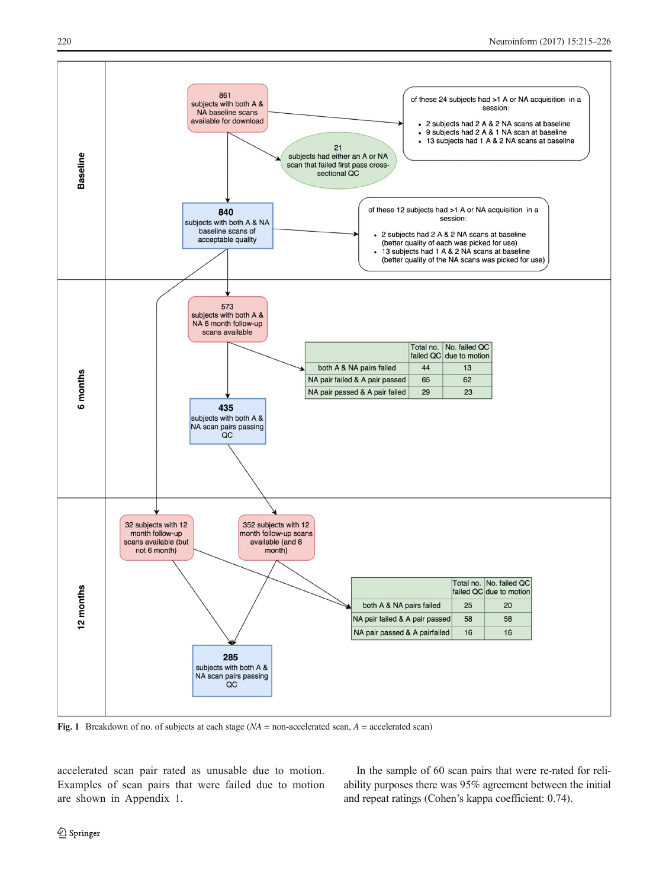**Baseline**

861 subjects with both A & NA baseline scans available for download

of these 24 subjects had >1 A or NA acquisition in a session:

- 2 subjects had 2 A & 2 NA scans at baseline
- 9 subjects had 2 A & 1 NA scan at baseline
- 13 subjects had 1 A & 2 NA scans at baseline

21 subjects had either an A or NA scan that failed first pass cross-sectional QC

**840** subjects with both A & NA baseline scans of acceptable quality

of these 12 subjects had >1 A or NA acquisition in a session:

- 2 subjects had 2 A & 2 NA scans at baseline (better quality of each was picked for use)
- 13 subjects had 1 A & 2 NA scans at baseline (better quality of the NA scans was picked for use)

**6 months**

573 subjects with both A & NA 6 month follow-up scans available

| | Total no. failed QC | No. failed QC due to motion |
|---|---|---|
| both A & NA pairs failed | 44 | 13 |
| NA pair failed & A pair passed | 65 | 62 |
| NA pair passed & A pair failed | 29 | 23 |

**435** subjects with both A & NA scan pairs passing QC

**12 months**

32 subjects with 12 month follow-up scans available (but not 6 month)

352 subjects with 12 month follow-up scans available (and 6 month)

| | Total no. failed QC | No. failed QC due to motion |
|---|---|---|
| both A & NA pairs failed | 25 | 20 |
| NA pair failed & A pair passed | 58 | 58 |
| NA pair passed & A pairfailed | 16 | 16 |

**285** subjects with both A & NA scan pairs passing QC

**Fig. 1** Breakdown of no. of subjects at each stage (*NA* = non-accelerated scan, *A* = accelerated scan)

accelerated scan pair rated as unusable due to motion. Examples of scan pairs that were failed due to motion are shown in Appendix 1.

In the sample of 60 scan pairs that were re-rated for reliability purposes there was 95% agreement between the initial and repeat ratings (Cohen's kappa coefficient: 0.74).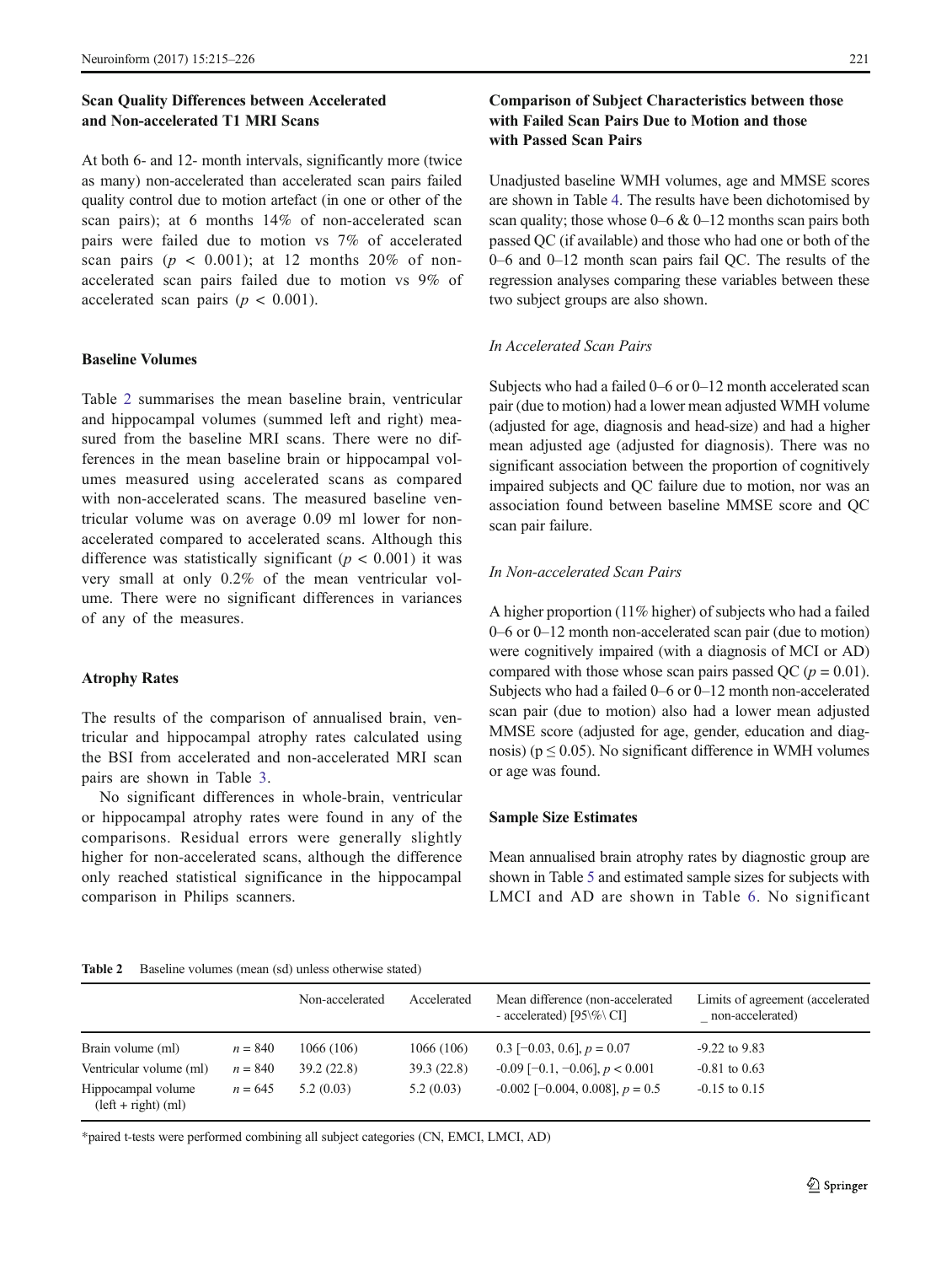### Scan Quality Differences between Accelerated and Non-accelerated T1 MRI Scans

At both 6- and 12- month intervals, significantly more (twice as many) non-accelerated than accelerated scan pairs failed quality control due to motion artefact (in one or other of the scan pairs); at 6 months 14% of non-accelerated scan pairs were failed due to motion vs 7% of accelerated scan pairs ($p < 0.001$); at 12 months 20% of non-accelerated scan pairs failed due to motion vs 9% of accelerated scan pairs ($p < 0.001$).

### Baseline Volumes

Table 2 summarises the mean baseline brain, ventricular and hippocampal volumes (summed left and right) measured from the baseline MRI scans. There were no differences in the mean baseline brain or hippocampal volumes measured using accelerated scans as compared with non-accelerated scans. The measured baseline ventricular volume was on average 0.09 ml lower for non-accelerated compared to accelerated scans. Although this difference was statistically significant ($p < 0.001$) it was very small at only 0.2% of the mean ventricular volume. There were no significant differences in variances of any of the measures.

### Atrophy Rates

The results of the comparison of annualised brain, ventricular and hippocampal atrophy rates calculated using the BSI from accelerated and non-accelerated MRI scan pairs are shown in Table 3.

No significant differences in whole-brain, ventricular or hippocampal atrophy rates were found in any of the comparisons. Residual errors were generally slightly higher for non-accelerated scans, although the difference only reached statistical significance in the hippocampal comparison in Philips scanners.

### Comparison of Subject Characteristics between those with Failed Scan Pairs Due to Motion and those with Passed Scan Pairs

Unadjusted baseline WMH volumes, age and MMSE scores are shown in Table 4. The results have been dichotomised by scan quality; those whose 0–6 & 0–12 months scan pairs both passed QC (if available) and those who had one or both of the 0–6 and 0–12 month scan pairs fail QC. The results of the regression analyses comparing these variables between these two subject groups are also shown.

#### *In Accelerated Scan Pairs*

Subjects who had a failed 0–6 or 0–12 month accelerated scan pair (due to motion) had a lower mean adjusted WMH volume (adjusted for age, diagnosis and head-size) and had a higher mean adjusted age (adjusted for diagnosis). There was no significant association between the proportion of cognitively impaired subjects and QC failure due to motion, nor was an association found between baseline MMSE score and QC scan pair failure.

#### *In Non-accelerated Scan Pairs*

A higher proportion (11% higher) of subjects who had a failed 0–6 or 0–12 month non-accelerated scan pair (due to motion) were cognitively impaired (with a diagnosis of MCI or AD) compared with those whose scan pairs passed QC ($p = 0.01$). Subjects who had a failed 0–6 or 0–12 month non-accelerated scan pair (due to motion) also had a lower mean adjusted MMSE score (adjusted for age, gender, education and diagnosis) ($p \leq 0.05$). No significant difference in WMH volumes or age was found.

### Sample Size Estimates

Mean annualised brain atrophy rates by diagnostic group are shown in Table 5 and estimated sample sizes for subjects with LMCI and AD are shown in Table 6. No significant

**Table 2** Baseline volumes (mean (sd) unless otherwise stated)

| | | Non-accelerated | Accelerated | Mean difference (non-accelerated - accelerated) [95\%\ CI] | Limits of agreement (accelerated _ non-accelerated) |
|---|---|---|---|---|---|
| Brain volume (ml) | $n = 840$ | 1066 (106) | 1066 (106) | 0.3 [−0.03, 0.6], $p = 0.07$ | -9.22 to 9.83 |
| Ventricular volume (ml) | $n = 840$ | 39.2 (22.8) | 39.3 (22.8) | -0.09 [−0.1, −0.06], $p < 0.001$ | -0.81 to 0.63 |
| Hippocampal volume (left + right) (ml) | $n = 645$ | 5.2 (0.03) | 5.2 (0.03) | -0.002 [−0.004, 0.008], $p = 0.5$ | -0.15 to 0.15 |

*paired t-tests were performed combining all subject categories (CN, EMCI, LMCI, AD)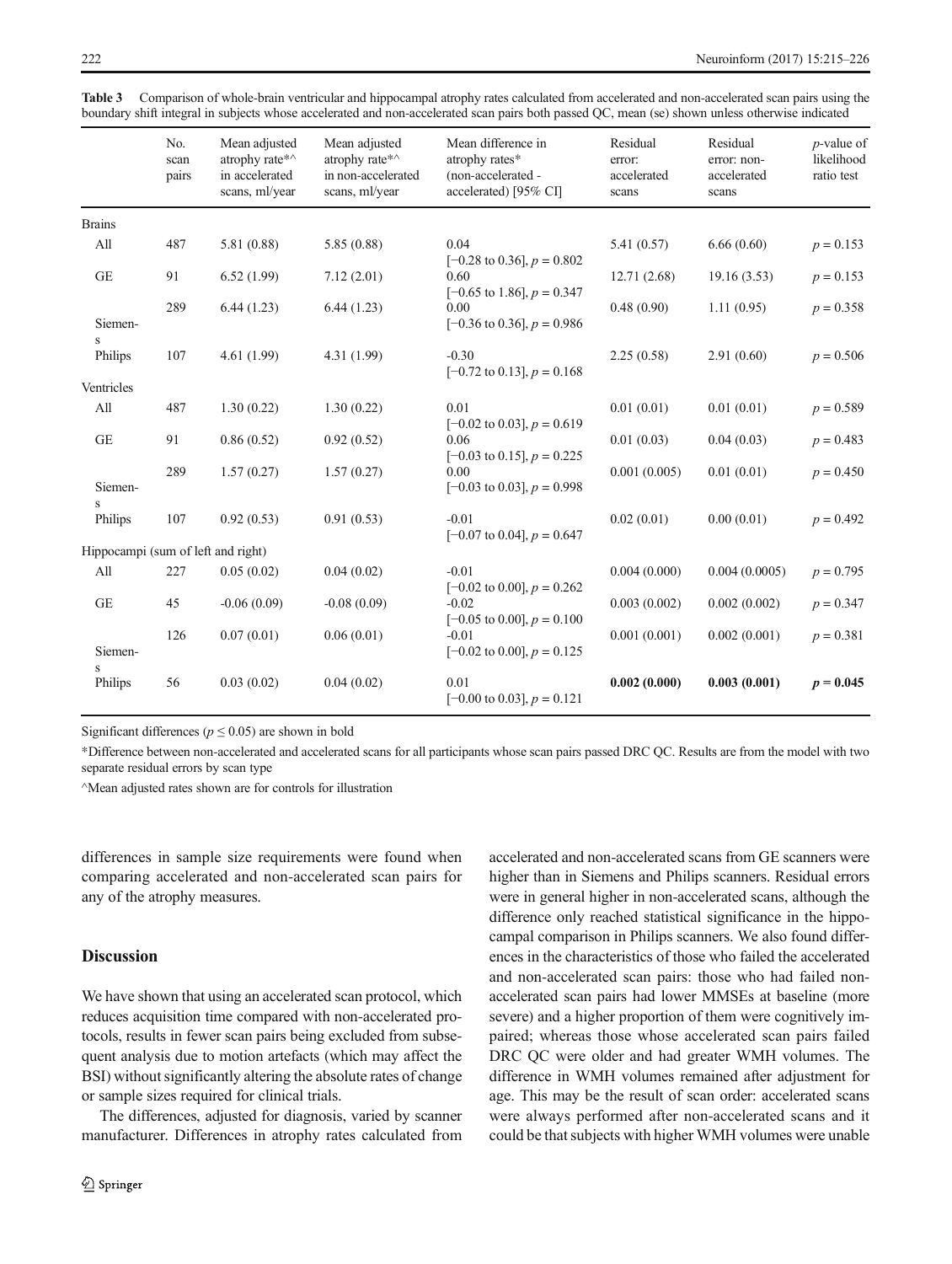**Table 3** Comparison of whole-brain ventricular and hippocampal atrophy rates calculated from accelerated and non-accelerated scan pairs using the boundary shift integral in subjects whose accelerated and non-accelerated scan pairs both passed QC, mean (se) shown unless otherwise indicated

| | No. scan pairs | Mean adjusted atrophy rate*^ in accelerated scans, ml/year | Mean adjusted atrophy rate*^ in non-accelerated scans, ml/year | Mean difference in atrophy rates* (non-accelerated - accelerated) [95% CI] | Residual error: accelerated scans | Residual error: non-accelerated scans | $p$-value of likelihood ratio test |
|---|---|---|---|---|---|---|---|
| Brains | | | | | | | |
| All | 487 | 5.81 (0.88) | 5.85 (0.88) | 0.04 [−0.28 to 0.36], $p = 0.802$ | 5.41 (0.57) | 6.66 (0.60) | $p = 0.153$ |
| GE | 91 | 6.52 (1.99) | 7.12 (2.01) | 0.60 [−0.65 to 1.86], $p = 0.347$ | 12.71 (2.68) | 19.16 (3.53) | $p = 0.153$ |
| Siemens | 289 | 6.44 (1.23) | 6.44 (1.23) | 0.00 [−0.36 to 0.36], $p = 0.986$ | 0.48 (0.90) | 1.11 (0.95) | $p = 0.358$ |
| Philips | 107 | 4.61 (1.99) | 4.31 (1.99) | -0.30 [−0.72 to 0.13], $p = 0.168$ | 2.25 (0.58) | 2.91 (0.60) | $p = 0.506$ |
| Ventricles | | | | | | | |
| All | 487 | 1.30 (0.22) | 1.30 (0.22) | 0.01 [−0.02 to 0.03], $p = 0.619$ | 0.01 (0.01) | 0.01 (0.01) | $p = 0.589$ |
| GE | 91 | 0.86 (0.52) | 0.92 (0.52) | 0.06 [−0.03 to 0.15], $p = 0.225$ | 0.01 (0.03) | 0.04 (0.03) | $p = 0.483$ |
| Siemens | 289 | 1.57 (0.27) | 1.57 (0.27) | 0.00 [−0.03 to 0.03], $p = 0.998$ | 0.001 (0.005) | 0.01 (0.01) | $p = 0.450$ |
| Philips | 107 | 0.92 (0.53) | 0.91 (0.53) | -0.01 [−0.07 to 0.04], $p = 0.647$ | 0.02 (0.01) | 0.00 (0.01) | $p = 0.492$ |
| Hippocampi (sum of left and right) | | | | | | | |
| All | 227 | 0.05 (0.02) | 0.04 (0.02) | -0.01 [−0.02 to 0.00], $p = 0.262$ | 0.004 (0.000) | 0.004 (0.0005) | $p = 0.795$ |
| GE | 45 | -0.06 (0.09) | -0.08 (0.09) | -0.02 [−0.05 to 0.00], $p = 0.100$ | 0.003 (0.002) | 0.002 (0.002) | $p = 0.347$ |
| Siemens | 126 | 0.07 (0.01) | 0.06 (0.01) | -0.01 [−0.02 to 0.00], $p = 0.125$ | 0.001 (0.001) | 0.002 (0.001) | $p = 0.381$ |
| Philips | 56 | 0.03 (0.02) | 0.04 (0.02) | 0.01 [−0.00 to 0.03], $p = 0.121$ | **0.002 (0.000)** | **0.003 (0.001)** | **$p = 0.045$** |

Significant differences ($p \leq 0.05$) are shown in bold

*Difference between non-accelerated and accelerated scans for all participants whose scan pairs passed DRC QC. Results are from the model with two separate residual errors by scan type

^Mean adjusted rates shown are for controls for illustration

differences in sample size requirements were found when comparing accelerated and non-accelerated scan pairs for any of the atrophy measures.

## Discussion

We have shown that using an accelerated scan protocol, which reduces acquisition time compared with non-accelerated protocols, results in fewer scan pairs being excluded from subsequent analysis due to motion artefacts (which may affect the BSI) without significantly altering the absolute rates of change or sample sizes required for clinical trials.

The differences, adjusted for diagnosis, varied by scanner manufacturer. Differences in atrophy rates calculated from accelerated and non-accelerated scans from GE scanners were higher than in Siemens and Philips scanners. Residual errors were in general higher in non-accelerated scans, although the difference only reached statistical significance in the hippocampal comparison in Philips scanners. We also found differences in the characteristics of those who failed the accelerated and non-accelerated scan pairs: those who had failed non-accelerated scan pairs had lower MMSEs at baseline (more severe) and a higher proportion of them were cognitively impaired; whereas those whose accelerated scan pairs failed DRC QC were older and had greater WMH volumes. The difference in WMH volumes remained after adjustment for age. This may be the result of scan order: accelerated scans were always performed after non-accelerated scans and it could be that subjects with higher WMH volumes were unable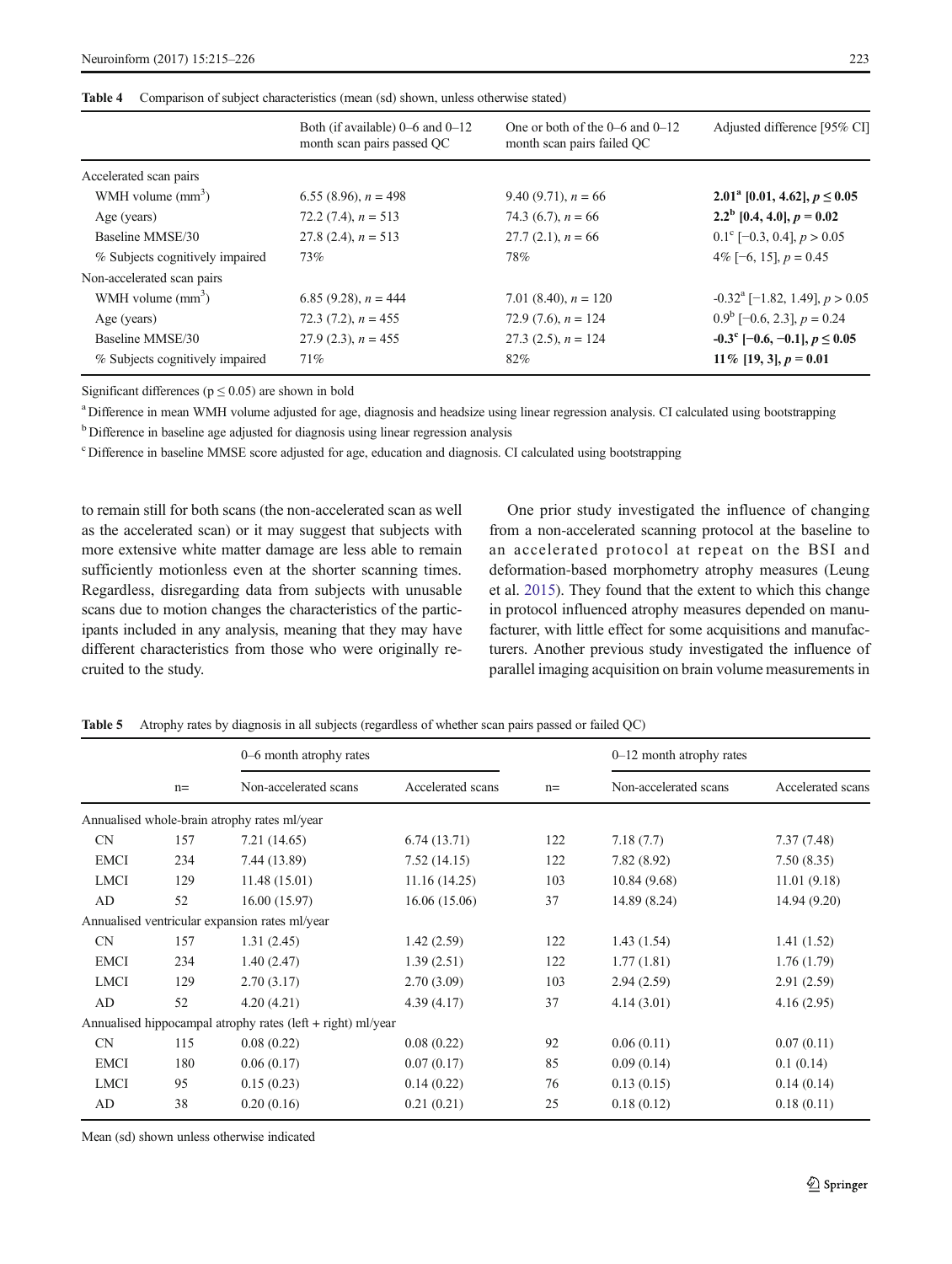**Table 4** Comparison of subject characteristics (mean (sd) shown, unless otherwise stated)

| | Both (if available) 0–6 and 0–12 month scan pairs passed QC | One or both of the 0–6 and 0–12 month scan pairs failed QC | Adjusted difference [95% CI] |
|---|---|---|---|
| Accelerated scan pairs | | | |
| WMH volume ($mm^3$) | 6.55 (8.96), $n = 498$ | 9.40 (9.71), $n = 66$ | **2.01[a] [0.01, 4.62], $p \leq 0.05$** |
| Age (years) | 72.2 (7.4), $n = 513$ | 74.3 (6.7), $n = 66$ | **2.2[b] [0.4, 4.0], $p = 0.02$** |
| Baseline MMSE/30 | 27.8 (2.4), $n = 513$ | 27.7 (2.1), $n = 66$ | 0.1[c] [−0.3, 0.4], $p > 0.05$ |
| % Subjects cognitively impaired | 73% | 78% | 4% [−6, 15], $p = 0.45$ |
| Non-accelerated scan pairs | | | |
| WMH volume ($mm^3$) | 6.85 (9.28), $n = 444$ | 7.01 (8.40), $n = 120$ | -0.32[a] [−1.82, 1.49], $p > 0.05$ |
| Age (years) | 72.3 (7.2), $n = 455$ | 72.9 (7.6), $n = 124$ | 0.9[b] [−0.6, 2.3], $p = 0.24$ |
| Baseline MMSE/30 | 27.9 (2.3), $n = 455$ | 27.3 (2.5), $n = 124$ | **-0.3[c] [−0.6, −0.1], $p \leq 0.05$** |
| % Subjects cognitively impaired | 71% | 82% | **11% [19, 3], $p = 0.01$** |

Significant differences ($p \leq 0.05$) are shown in bold

[a] Difference in mean WMH volume adjusted for age, diagnosis and headsize using linear regression analysis. CI calculated using bootstrapping

[b] Difference in baseline age adjusted for diagnosis using linear regression analysis

[c] Difference in baseline MMSE score adjusted for age, education and diagnosis. CI calculated using bootstrapping

to remain still for both scans (the non-accelerated scan as well as the accelerated scan) or it may suggest that subjects with more extensive white matter damage are less able to remain sufficiently motionless even at the shorter scanning times. Regardless, disregarding data from subjects with unusable scans due to motion changes the characteristics of the participants included in any analysis, meaning that they may have different characteristics from those who were originally recruited to the study.

One prior study investigated the influence of changing from a non-accelerated scanning protocol at the baseline to an accelerated protocol at repeat on the BSI and deformation-based morphometry atrophy measures (Leung et al. 2015). They found that the extent to which this change in protocol influenced atrophy measures depended on manufacturer, with little effect for some acquisitions and manufacturers. Another previous study investigated the influence of parallel imaging acquisition on brain volume measurements in

**Table 5** Atrophy rates by diagnosis in all subjects (regardless of whether scan pairs passed or failed QC)

| | n= | 0–6 month atrophy rates | | n= | 0–12 month atrophy rates | |
|---|---|---|---|---|---|---|
| | | Non-accelerated scans | Accelerated scans | | Non-accelerated scans | Accelerated scans |
| Annualised whole-brain atrophy rates ml/year | | | | | | |
| CN | 157 | 7.21 (14.65) | 6.74 (13.71) | 122 | 7.18 (7.7) | 7.37 (7.48) |
| EMCI | 234 | 7.44 (13.89) | 7.52 (14.15) | 122 | 7.82 (8.92) | 7.50 (8.35) |
| LMCI | 129 | 11.48 (15.01) | 11.16 (14.25) | 103 | 10.84 (9.68) | 11.01 (9.18) |
| AD | 52 | 16.00 (15.97) | 16.06 (15.06) | 37 | 14.89 (8.24) | 14.94 (9.20) |
| Annualised ventricular expansion rates ml/year | | | | | | |
| CN | 157 | 1.31 (2.45) | 1.42 (2.59) | 122 | 1.43 (1.54) | 1.41 (1.52) |
| EMCI | 234 | 1.40 (2.47) | 1.39 (2.51) | 122 | 1.77 (1.81) | 1.76 (1.79) |
| LMCI | 129 | 2.70 (3.17) | 2.70 (3.09) | 103 | 2.94 (2.59) | 2.91 (2.59) |
| AD | 52 | 4.20 (4.21) | 4.39 (4.17) | 37 | 4.14 (3.01) | 4.16 (2.95) |
| Annualised hippocampal atrophy rates (left + right) ml/year | | | | | | |
| CN | 115 | 0.08 (0.22) | 0.08 (0.22) | 92 | 0.06 (0.11) | 0.07 (0.11) |
| EMCI | 180 | 0.06 (0.17) | 0.07 (0.17) | 85 | 0.09 (0.14) | 0.1 (0.14) |
| LMCI | 95 | 0.15 (0.23) | 0.14 (0.22) | 76 | 0.13 (0.15) | 0.14 (0.14) |
| AD | 38 | 0.20 (0.16) | 0.21 (0.21) | 25 | 0.18 (0.12) | 0.18 (0.11) |

Mean (sd) shown unless otherwise indicated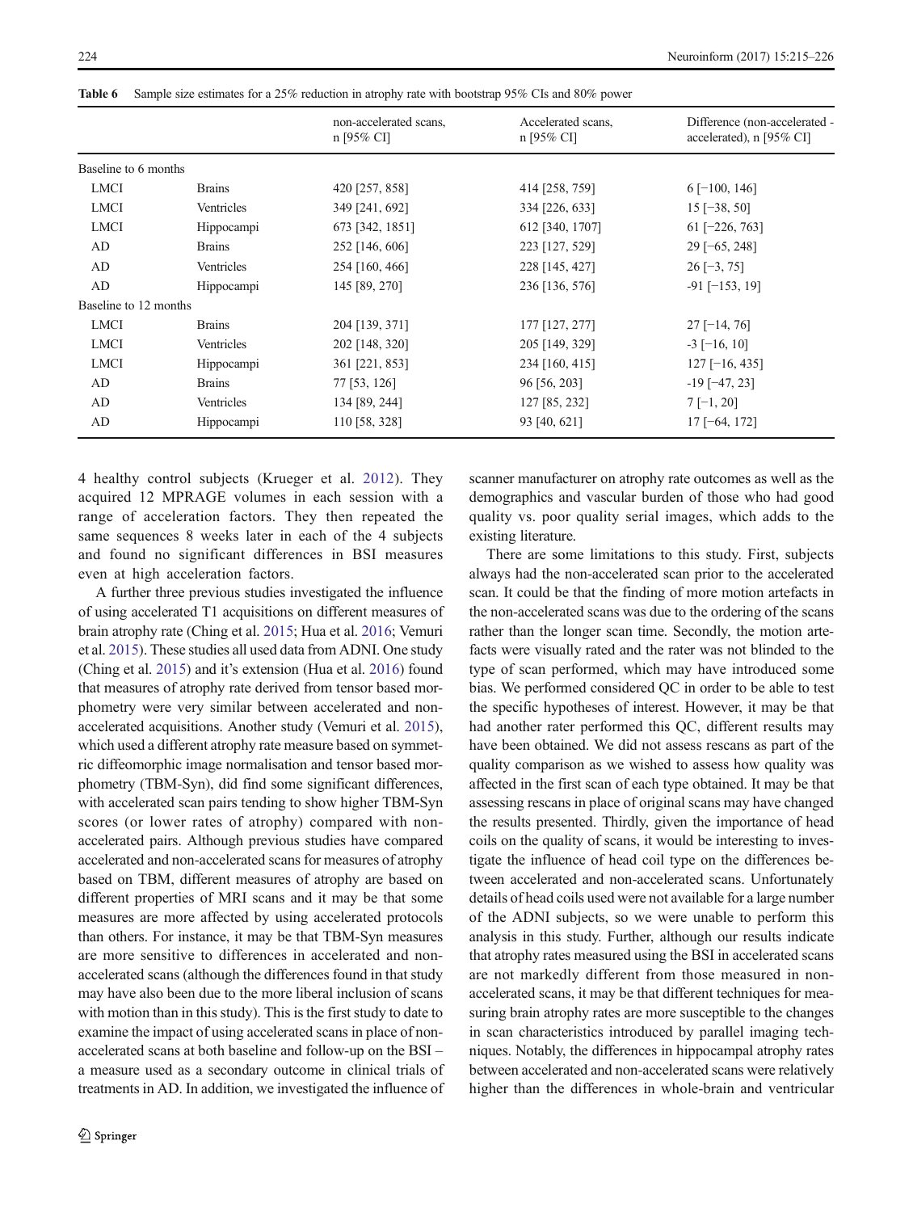**Table 6** Sample size estimates for a 25% reduction in atrophy rate with bootstrap 95% CIs and 80% power

| | | non-accelerated scans, n [95% CI] | Accelerated scans, n [95% CI] | Difference (non-accelerated - accelerated), n [95% CI] |
|---|---|---|---|---|
| Baseline to 6 months | | | | |
| LMCI | Brains | 420 [257, 858] | 414 [258, 759] | 6 [−100, 146] |
| LMCI | Ventricles | 349 [241, 692] | 334 [226, 633] | 15 [−38, 50] |
| LMCI | Hippocampi | 673 [342, 1851] | 612 [340, 1707] | 61 [−226, 763] |
| AD | Brains | 252 [146, 606] | 223 [127, 529] | 29 [−65, 248] |
| AD | Ventricles | 254 [160, 466] | 228 [145, 427] | 26 [−3, 75] |
| AD | Hippocampi | 145 [89, 270] | 236 [136, 576] | -91 [−153, 19] |
| Baseline to 12 months | | | | |
| LMCI | Brains | 204 [139, 371] | 177 [127, 277] | 27 [−14, 76] |
| LMCI | Ventricles | 202 [148, 320] | 205 [149, 329] | -3 [−16, 10] |
| LMCI | Hippocampi | 361 [221, 853] | 234 [160, 415] | 127 [−16, 435] |
| AD | Brains | 77 [53, 126] | 96 [56, 203] | -19 [−47, 23] |
| AD | Ventricles | 134 [89, 244] | 127 [85, 232] | 7 [−1, 20] |
| AD | Hippocampi | 110 [58, 328] | 93 [40, 621] | 17 [−64, 172] |

4 healthy control subjects (Krueger et al. 2012). They acquired 12 MPRAGE volumes in each session with a range of acceleration factors. They then repeated the same sequences 8 weeks later in each of the 4 subjects and found no significant differences in BSI measures even at high acceleration factors.

A further three previous studies investigated the influence of using accelerated T1 acquisitions on different measures of brain atrophy rate (Ching et al. 2015; Hua et al. 2016; Vemuri et al. 2015). These studies all used data from ADNI. One study (Ching et al. 2015) and it's extension (Hua et al. 2016) found that measures of atrophy rate derived from tensor based morphometry were very similar between accelerated and non-accelerated acquisitions. Another study (Vemuri et al. 2015), which used a different atrophy rate measure based on symmetric diffeomorphic image normalisation and tensor based morphometry (TBM-Syn), did find some significant differences, with accelerated scan pairs tending to show higher TBM-Syn scores (or lower rates of atrophy) compared with non-accelerated pairs. Although previous studies have compared accelerated and non-accelerated scans for measures of atrophy based on TBM, different measures of atrophy are based on different properties of MRI scans and it may be that some measures are more affected by using accelerated protocols than others. For instance, it may be that TBM-Syn measures are more sensitive to differences in accelerated and non-accelerated scans (although the differences found in that study may have also been due to the more liberal inclusion of scans with motion than in this study). This is the first study to date to examine the impact of using accelerated scans in place of non-accelerated scans at both baseline and follow-up on the BSI – a measure used as a secondary outcome in clinical trials of treatments in AD. In addition, we investigated the influence of scanner manufacturer on atrophy rate outcomes as well as the demographics and vascular burden of those who had good quality vs. poor quality serial images, which adds to the existing literature.

There are some limitations to this study. First, subjects always had the non-accelerated scan prior to the accelerated scan. It could be that the finding of more motion artefacts in the non-accelerated scans was due to the ordering of the scans rather than the longer scan time. Secondly, the motion artefacts were visually rated and the rater was not blinded to the type of scan performed, which may have introduced some bias. We performed considered QC in order to be able to test the specific hypotheses of interest. However, it may be that had another rater performed this QC, different results may have been obtained. We did not assess rescans as part of the quality comparison as we wished to assess how quality was affected in the first scan of each type obtained. It may be that assessing rescans in place of original scans may have changed the results presented. Thirdly, given the importance of head coils on the quality of scans, it would be interesting to investigate the influence of head coil type on the differences between accelerated and non-accelerated scans. Unfortunately details of head coils used were not available for a large number of the ADNI subjects, so we were unable to perform this analysis in this study. Further, although our results indicate that atrophy rates measured using the BSI in accelerated scans are not markedly different from those measured in non-accelerated scans, it may be that different techniques for measuring brain atrophy rates are more susceptible to the changes in scan characteristics introduced by parallel imaging techniques. Notably, the differences in hippocampal atrophy rates between accelerated and non-accelerated scans were relatively higher than the differences in whole-brain and ventricular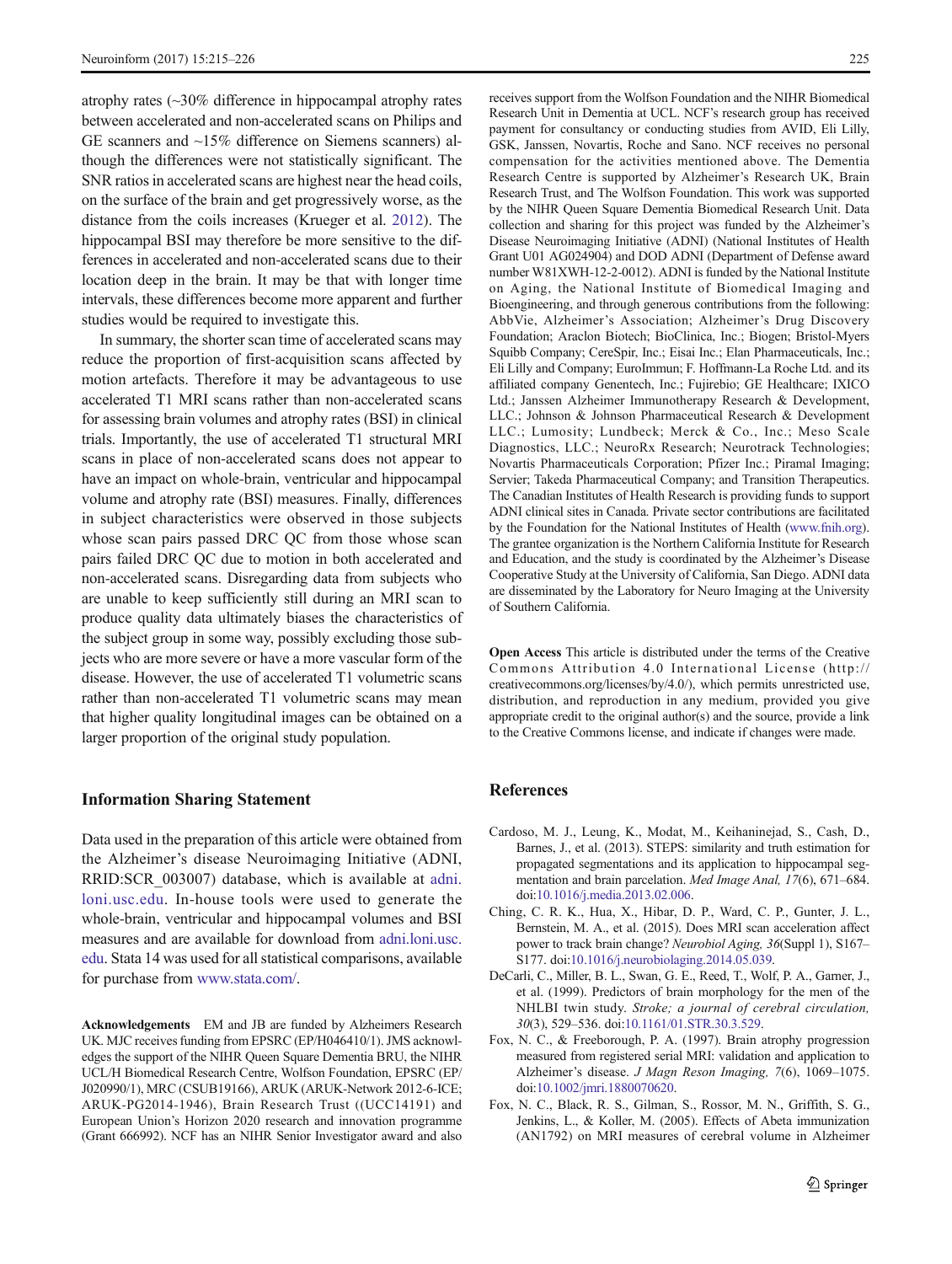atrophy rates (~30% difference in hippocampal atrophy rates between accelerated and non-accelerated scans on Philips and GE scanners and ~15% difference on Siemens scanners) although the differences were not statistically significant. The SNR ratios in accelerated scans are highest near the head coils, on the surface of the brain and get progressively worse, as the distance from the coils increases (Krueger et al. 2012). The hippocampal BSI may therefore be more sensitive to the differences in accelerated and non-accelerated scans due to their location deep in the brain. It may be that with longer time intervals, these differences become more apparent and further studies would be required to investigate this.

In summary, the shorter scan time of accelerated scans may reduce the proportion of first-acquisition scans affected by motion artefacts. Therefore it may be advantageous to use accelerated T1 MRI scans rather than non-accelerated scans for assessing brain volumes and atrophy rates (BSI) in clinical trials. Importantly, the use of accelerated T1 structural MRI scans in place of non-accelerated scans does not appear to have an impact on whole-brain, ventricular and hippocampal volume and atrophy rate (BSI) measures. Finally, differences in subject characteristics were observed in those subjects whose scan pairs passed DRC QC from those whose scan pairs failed DRC QC due to motion in both accelerated and non-accelerated scans. Disregarding data from subjects who are unable to keep sufficiently still during an MRI scan to produce quality data ultimately biases the characteristics of the subject group in some way, possibly excluding those subjects who are more severe or have a more vascular form of the disease. However, the use of accelerated T1 volumetric scans rather than non-accelerated T1 volumetric scans may mean that higher quality longitudinal images can be obtained on a larger proportion of the original study population.

## Information Sharing Statement

Data used in the preparation of this article were obtained from the Alzheimer's disease Neuroimaging Initiative (ADNI, RRID:SCR_003007) database, which is available at adni.loni.usc.edu. In-house tools were used to generate the whole-brain, ventricular and hippocampal volumes and BSI measures and are available for download from adni.loni.usc.edu. Stata 14 was used for all statistical comparisons, available for purchase from www.stata.com/.

**Acknowledgements** EM and JB are funded by Alzheimers Research UK. MJC receives funding from EPSRC (EP/H046410/1). JMS acknowledges the support of the NIHR Queen Square Dementia BRU, the NIHR UCL/H Biomedical Research Centre, Wolfson Foundation, EPSRC (EP/J020990/1), MRC (CSUB19166), ARUK (ARUK-Network 2012-6-ICE; ARUK-PG2014-1946), Brain Research Trust ((UCC14191) and European Union's Horizon 2020 research and innovation programme (Grant 666992). NCF has an NIHR Senior Investigator award and also receives support from the Wolfson Foundation and the NIHR Biomedical Research Unit in Dementia at UCL. NCF's research group has received payment for consultancy or conducting studies from AVID, Eli Lilly, GSK, Janssen, Novartis, Roche and Sano. NCF receives no personal compensation for the activities mentioned above. The Dementia Research Centre is supported by Alzheimer's Research UK, Brain Research Trust, and The Wolfson Foundation. This work was supported by the NIHR Queen Square Dementia Biomedical Research Unit. Data collection and sharing for this project was funded by the Alzheimer's Disease Neuroimaging Initiative (ADNI) (National Institutes of Health Grant U01 AG024904) and DOD ADNI (Department of Defense award number W81XWH-12-2-0012). ADNI is funded by the National Institute on Aging, the National Institute of Biomedical Imaging and Bioengineering, and through generous contributions from the following: AbbVie, Alzheimer's Association; Alzheimer's Drug Discovery Foundation; Araclon Biotech; BioClinica, Inc.; Biogen; Bristol-Myers Squibb Company; CereSpir, Inc.; Eisai Inc.; Elan Pharmaceuticals, Inc.; Eli Lilly and Company; EuroImmun; F. Hoffmann-La Roche Ltd. and its affiliated company Genentech, Inc.; Fujirebio; GE Healthcare; IXICO Ltd.; Janssen Alzheimer Immunotherapy Research & Development, LLC.; Johnson & Johnson Pharmaceutical Research & Development LLC.; Lumosity; Lundbeck; Merck & Co., Inc.; Meso Scale Diagnostics, LLC.; NeuroRx Research; Neurotrack Technologies; Novartis Pharmaceuticals Corporation; Pfizer Inc.; Piramal Imaging; Servier; Takeda Pharmaceutical Company; and Transition Therapeutics. The Canadian Institutes of Health Research is providing funds to support ADNI clinical sites in Canada. Private sector contributions are facilitated by the Foundation for the National Institutes of Health (www.fnih.org). The grantee organization is the Northern California Institute for Research and Education, and the study is coordinated by the Alzheimer's Disease Cooperative Study at the University of California, San Diego. ADNI data are disseminated by the Laboratory for Neuro Imaging at the University of Southern California.

**Open Access** This article is distributed under the terms of the Creative Commons Attribution 4.0 International License (http://creativecommons.org/licenses/by/4.0/), which permits unrestricted use, distribution, and reproduction in any medium, provided you give appropriate credit to the original author(s) and the source, provide a link to the Creative Commons license, and indicate if changes were made.

## References

Cardoso, M. J., Leung, K., Modat, M., Keihaninejad, S., Cash, D., Barnes, J., et al. (2013). STEPS: similarity and truth estimation for propagated segmentations and its application to hippocampal segmentation and brain parcelation. *Med Image Anal, 17*(6), 671–684. doi:10.1016/j.media.2013.02.006.

Ching, C. R. K., Hua, X., Hibar, D. P., Ward, C. P., Gunter, J. L., Bernstein, M. A., et al. (2015). Does MRI scan acceleration affect power to track brain change? *Neurobiol Aging, 36*(Suppl 1), S167–S177. doi:10.1016/j.neurobiolaging.2014.05.039.

DeCarli, C., Miller, B. L., Swan, G. E., Reed, T., Wolf, P. A., Garner, J., et al. (1999). Predictors of brain morphology for the men of the NHLBI twin study. *Stroke; a journal of cerebral circulation, 30*(3), 529–536. doi:10.1161/01.STR.30.3.529.

Fox, N. C., & Freeborough, P. A. (1997). Brain atrophy progression measured from registered serial MRI: validation and application to Alzheimer's disease. *J Magn Reson Imaging, 7*(6), 1069–1075. doi:10.1002/jmri.1880070620.

Fox, N. C., Black, R. S., Gilman, S., Rossor, M. N., Griffith, S. G., Jenkins, L., & Koller, M. (2005). Effects of Abeta immunization (AN1792) on MRI measures of cerebral volume in Alzheimer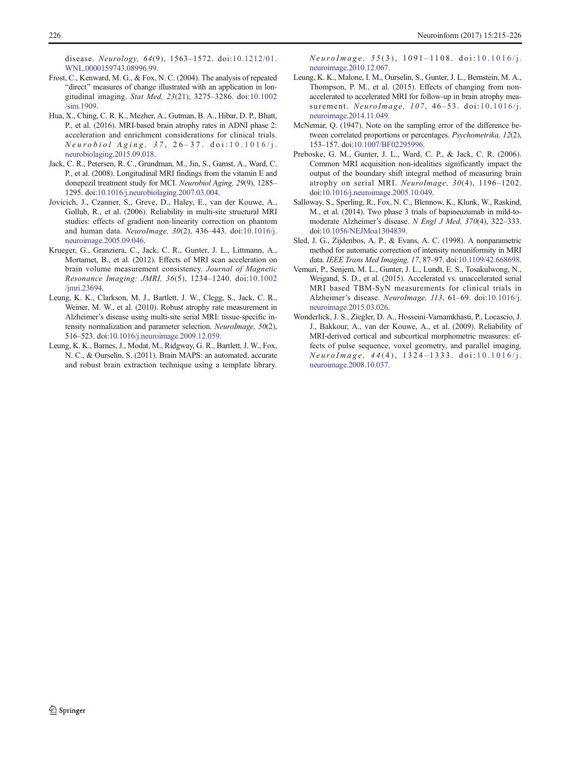disease. *Neurology, 64*(9), 1563–1572. doi:10.1212/01.WNL.0000159743.08996.99.

Frost, C., Kenward, M. G., & Fox, N. C. (2004). The analysis of repeated "direct" measures of change illustrated with an application in longitudinal imaging. *Stat Med, 23*(21), 3275–3286. doi:10.1002/sim.1909.

Hua, X., Ching, C. R. K., Mezher, A., Gutman, B. A., Hibar, D. P., Bhatt, P., et al. (2016). MRI-based brain atrophy rates in ADNI phase 2: acceleration and enrichment considerations for clinical trials. *Neurobiol Aging, 37*, 26–37. doi:10.1016/j.neurobiolaging.2015.09.018.

Jack, C. R., Petersen, R. C., Grundman, M., Jin, S., Gamst, A., Ward, C. P., et al. (2008). Longitudinal MRI findings from the vitamin E and donepezil treatment study for MCI. *Neurobiol Aging, 29*(9), 1285–1295. doi:10.1016/j.neurobiolaging.2007.03.004.

Jovicich, J., Czanner, S., Greve, D., Haley, E., van der Kouwe, A., Gollub, R., et al. (2006). Reliability in multi-site structural MRI studies: effects of gradient non-linearity correction on phantom and human data. *NeuroImage, 30*(2), 436–443. doi:10.1016/j.neuroimage.2005.09.046.

Krueger, G., Granziera, C., Jack, C. R., Gunter, J. L., Littmann, A., Mortamet, B., et al. (2012). Effects of MRI scan acceleration on brain volume measurement consistency. *Journal of Magnetic Resonance Imaging: JMRI, 36*(5), 1234–1240. doi:10.1002/jmri.23694.

Leung, K. K., Clarkson, M. J., Bartlett, J. W., Clegg, S., Jack, C. R., Weiner, M. W., et al. (2010). Robust atrophy rate measurement in Alzheimer's disease using multi-site serial MRI: tissue-specific intensity normalization and parameter selection. *NeuroImage, 50*(2), 516–523. doi:10.1016/j.neuroimage.2009.12.059.

Leung, K. K., Barnes, J., Modat, M., Ridgway, G. R., Bartlett, J. W., Fox, N. C., & Ourselin, S. (2011). Brain MAPS: an automated, accurate and robust brain extraction technique using a template library. *NeuroImage, 55*(3), 1091–1108. doi:10.1016/j.neuroimage.2010.12.067.

Leung, K. K., Malone, I. M., Ourselin, S., Gunter, J. L., Bernstein, M. A., Thompson, P. M., et al. (2015). Effects of changing from non-accelerated to accelerated MRI for follow-up in brain atrophy measurement. *NeuroImage, 107*, 46–53. doi:10.1016/j.neuroimage.2014.11.049.

McNemar, Q. (1947). Note on the sampling error of the difference between correlated proportions or percentages. *Psychometrika, 12*(2), 153–157. doi:10.1007/BF02295996.

Preboske, G. M., Gunter, J. L., Ward, C. P., & Jack, C. R. (2006). Common MRI acquisition non-idealities significantly impact the output of the boundary shift integral method of measuring brain atrophy on serial MRI. *NeuroImage, 30*(4), 1196–1202. doi:10.1016/j.neuroimage.2005.10.049.

Salloway, S., Sperling, R., Fox, N. C., Blennow, K., Klunk, W., Raskind, M., et al. (2014). Two phase 3 trials of bapineuzumab in mild-to-moderate Alzheimer's disease. *N Engl J Med, 370*(4), 322–333. doi:10.1056/NEJMoa1304839.

Sled, J. G., Zijdenbos, A. P., & Evans, A. C. (1998). A nonparametric method for automatic correction of intensity nonuniformity in MRI data. *IEEE Trans Med Imaging, 17*, 87–97. doi:10.1109/42.668698.

Vemuri, P., Senjem, M. L., Gunter, J. L., Lundt, E. S., Tosakulwong, N., Weigand, S. D., et al. (2015). Accelerated vs. unaccelerated serial MRI based TBM-SyN measurements for clinical trials in Alzheimer's disease. *NeuroImage, 113*, 61–69. doi:10.1016/j.neuroimage.2015.03.026.

Wonderlick, J. S., Ziegler, D. A., Hosseini-Varnamkhasti, P., Locascio, J. J., Bakkour, A., van der Kouwe, A., et al. (2009). Reliability of MRI-derived cortical and subcortical morphometric measures: effects of pulse sequence, voxel geometry, and parallel imaging. *NeuroImage, 44*(4), 1324–1333. doi:10.1016/j.neuroimage.2008.10.037.